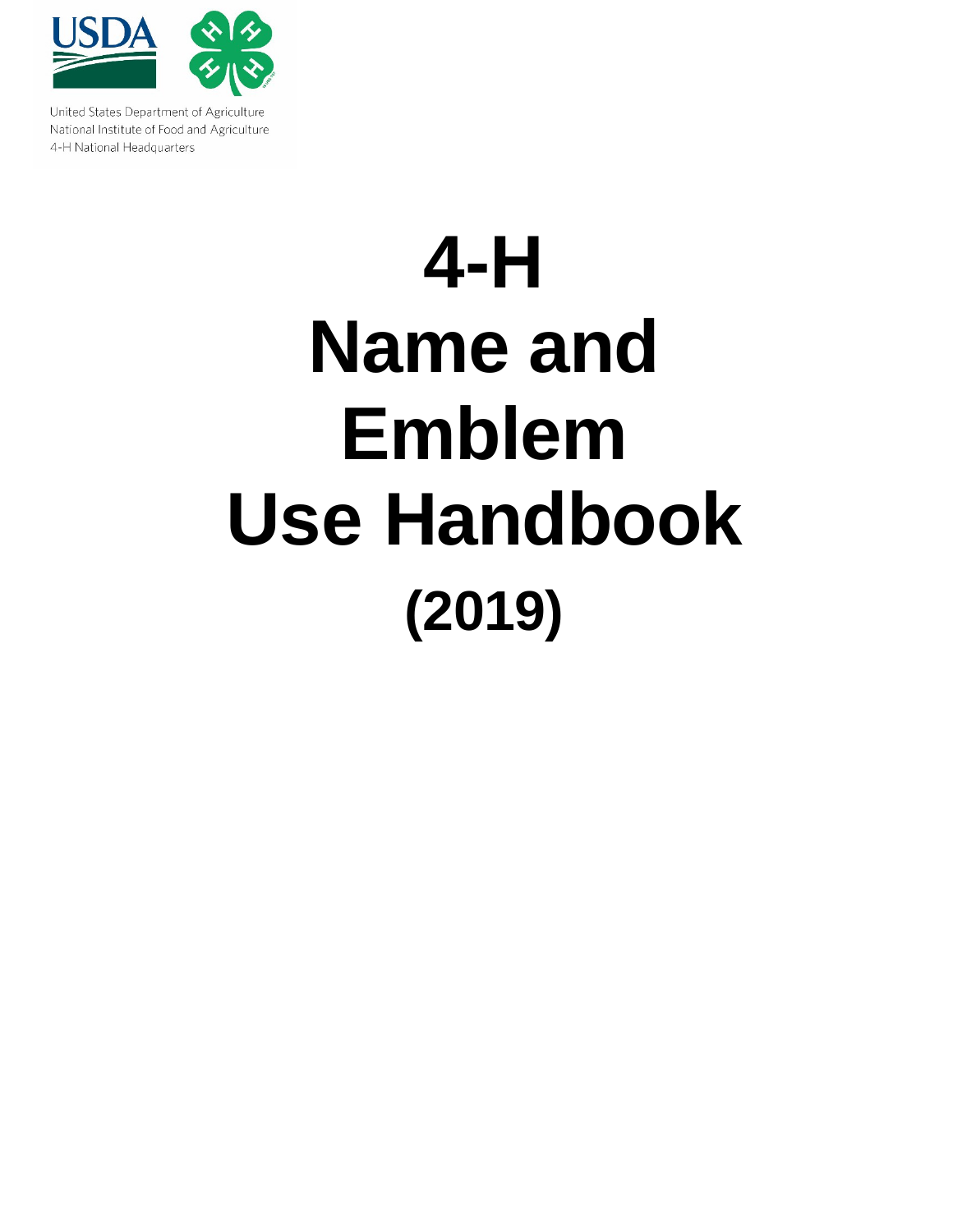United States Department of Agriculture
National Institute of Food and Agriculture
4-H National Headquarters

# 4-H Name and Emblem Use Handbook

## (2019)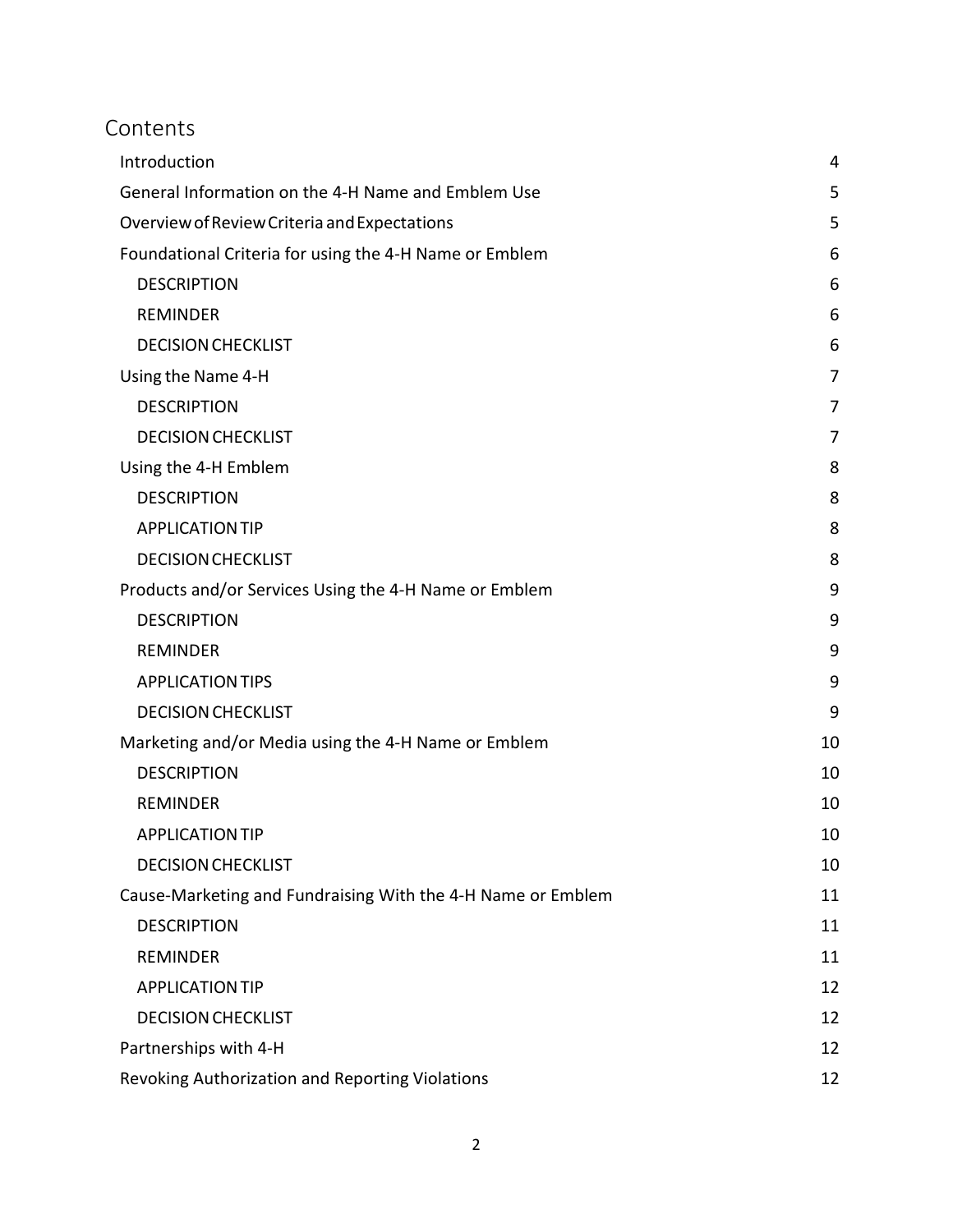# Contents

- Introduction 4
- General Information on the 4-H Name and Emblem Use 5
- Overview of Review Criteria and Expectations 5
- Foundational Criteria for using the 4-H Name or Emblem 6
  - DESCRIPTION 6
  - REMINDER 6
  - DECISION CHECKLIST 6
- Using the Name 4-H 7
  - DESCRIPTION 7
  - DECISION CHECKLIST 7
- Using the 4-H Emblem 8
  - DESCRIPTION 8
  - APPLICATION TIP 8
  - DECISION CHECKLIST 8
- Products and/or Services Using the 4-H Name or Emblem 9
  - DESCRIPTION 9
  - REMINDER 9
  - APPLICATION TIPS 9
  - DECISION CHECKLIST 9
- Marketing and/or Media using the 4-H Name or Emblem 10
  - DESCRIPTION 10
  - REMINDER 10
  - APPLICATION TIP 10
  - DECISION CHECKLIST 10
- Cause-Marketing and Fundraising With the 4-H Name or Emblem 11
  - DESCRIPTION 11
  - REMINDER 11
  - APPLICATION TIP 12
  - DECISION CHECKLIST 12
- Partnerships with 4-H 12
- Revoking Authorization and Reporting Violations 12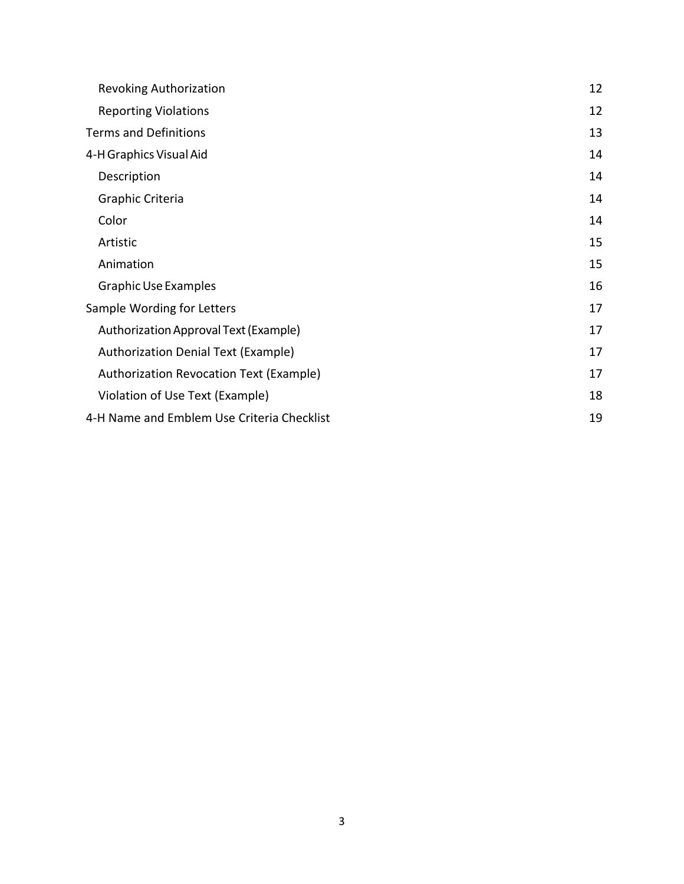| | |
|---|---|
| Revoking Authorization | 12 |
| Reporting Violations | 12 |
| Terms and Definitions | 13 |
| 4-H Graphics Visual Aid | 14 |
| Description | 14 |
| Graphic Criteria | 14 |
| Color | 14 |
| Artistic | 15 |
| Animation | 15 |
| Graphic Use Examples | 16 |
| Sample Wording for Letters | 17 |
| Authorization Approval Text (Example) | 17 |
| Authorization Denial Text (Example) | 17 |
| Authorization Revocation Text (Example) | 17 |
| Violation of Use Text (Example) | 18 |
| 4-H Name and Emblem Use Criteria Checklist | 19 |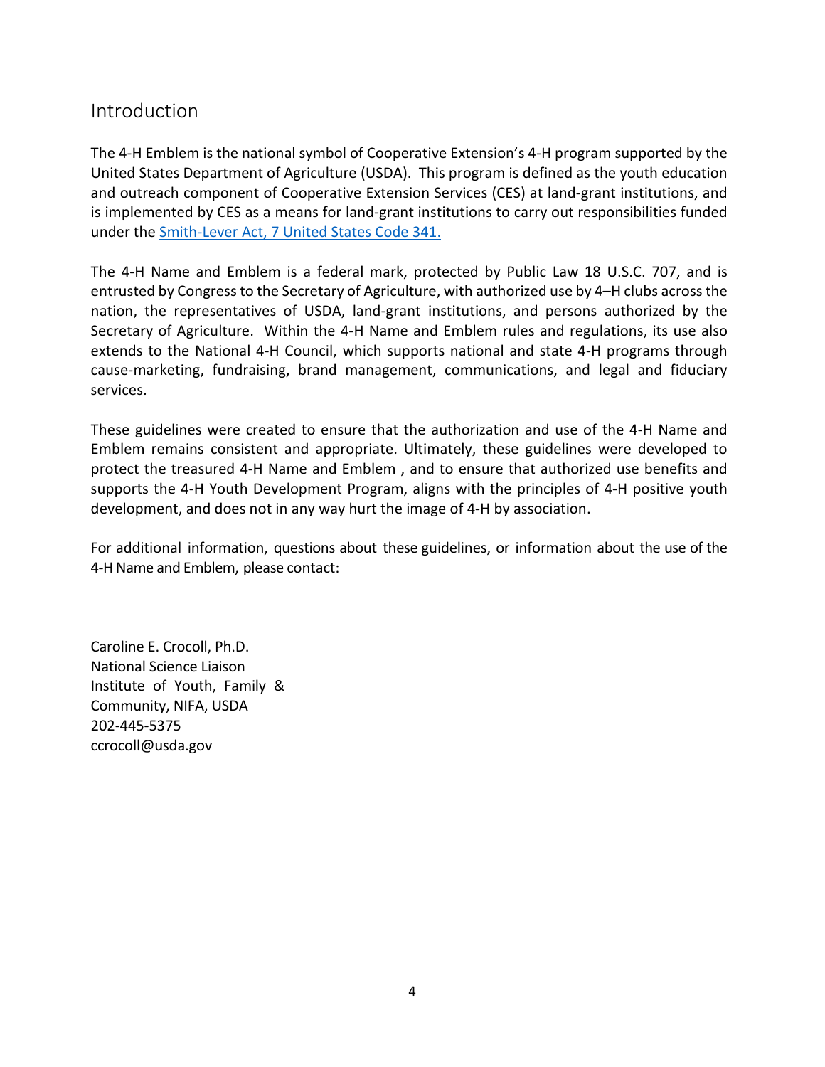## Introduction

The 4-H Emblem is the national symbol of Cooperative Extension's 4-H program supported by the United States Department of Agriculture (USDA). This program is defined as the youth education and outreach component of Cooperative Extension Services (CES) at land-grant institutions, and is implemented by CES as a means for land-grant institutions to carry out responsibilities funded under the [Smith-Lever Act, 7 United States Code 341.]()

The 4-H Name and Emblem is a federal mark, protected by Public Law 18 U.S.C. 707, and is entrusted by Congress to the Secretary of Agriculture, with authorized use by 4–H clubs across the nation, the representatives of USDA, land-grant institutions, and persons authorized by the Secretary of Agriculture. Within the 4-H Name and Emblem rules and regulations, its use also extends to the National 4-H Council, which supports national and state 4-H programs through cause-marketing, fundraising, brand management, communications, and legal and fiduciary services.

These guidelines were created to ensure that the authorization and use of the 4-H Name and Emblem remains consistent and appropriate. Ultimately, these guidelines were developed to protect the treasured 4-H Name and Emblem , and to ensure that authorized use benefits and supports the 4-H Youth Development Program, aligns with the principles of 4-H positive youth development, and does not in any way hurt the image of 4-H by association.

For additional information, questions about these guidelines, or information about the use of the 4-H Name and Emblem, please contact:

Caroline E. Crocoll, Ph.D.
National Science Liaison
Institute of Youth, Family & Community, NIFA, USDA
202-445-5375
ccrocoll@usda.gov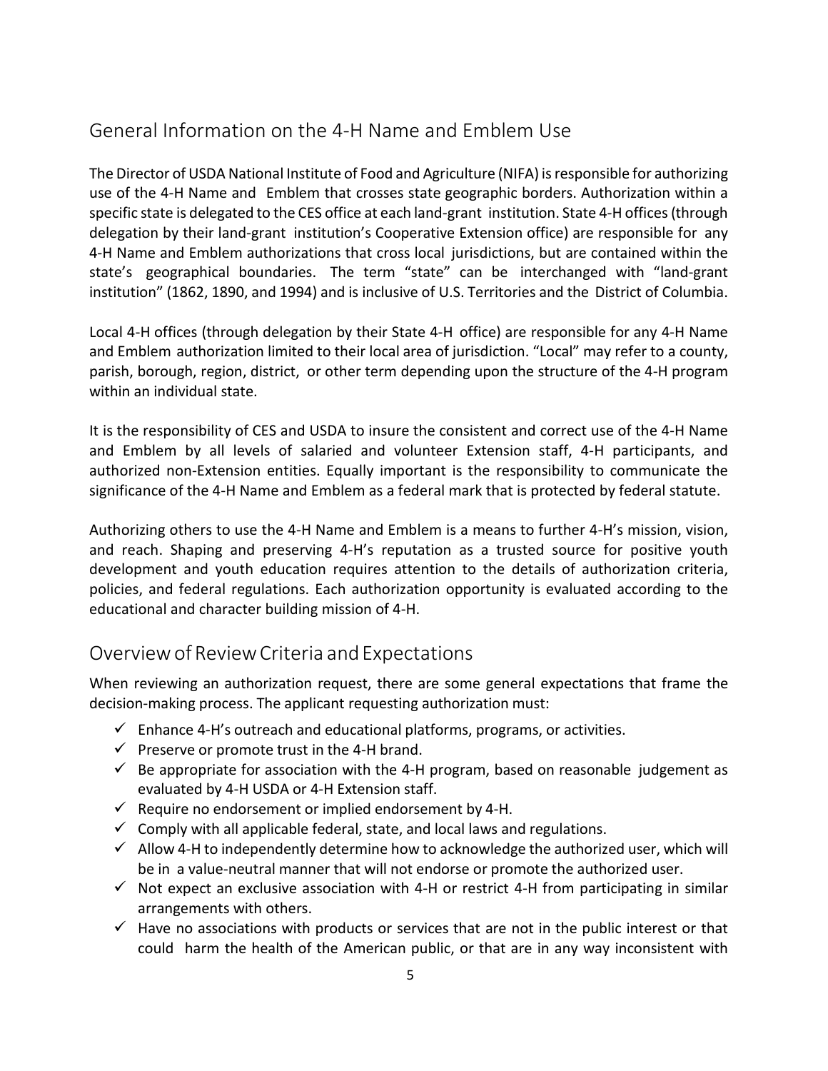## General Information on the 4-H Name and Emblem Use

The Director of USDA National Institute of Food and Agriculture (NIFA) is responsible for authorizing use of the 4-H Name and Emblem that crosses state geographic borders. Authorization within a specific state is delegated to the CES office at each land-grant institution. State 4-H offices (through delegation by their land-grant institution's Cooperative Extension office) are responsible for any 4-H Name and Emblem authorizations that cross local jurisdictions, but are contained within the state's geographical boundaries. The term "state" can be interchanged with "land-grant institution" (1862, 1890, and 1994) and is inclusive of U.S. Territories and the District of Columbia.

Local 4-H offices (through delegation by their State 4-H office) are responsible for any 4-H Name and Emblem authorization limited to their local area of jurisdiction. "Local" may refer to a county, parish, borough, region, district, or other term depending upon the structure of the 4-H program within an individual state.

It is the responsibility of CES and USDA to insure the consistent and correct use of the 4-H Name and Emblem by all levels of salaried and volunteer Extension staff, 4-H participants, and authorized non-Extension entities. Equally important is the responsibility to communicate the significance of the 4-H Name and Emblem as a federal mark that is protected by federal statute.

Authorizing others to use the 4-H Name and Emblem is a means to further 4-H's mission, vision, and reach. Shaping and preserving 4-H's reputation as a trusted source for positive youth development and youth education requires attention to the details of authorization criteria, policies, and federal regulations. Each authorization opportunity is evaluated according to the educational and character building mission of 4-H.

## Overview of Review Criteria and Expectations

When reviewing an authorization request, there are some general expectations that frame the decision-making process. The applicant requesting authorization must:

- ✓ Enhance 4-H's outreach and educational platforms, programs, or activities.
- ✓ Preserve or promote trust in the 4-H brand.
- ✓ Be appropriate for association with the 4-H program, based on reasonable judgement as evaluated by 4-H USDA or 4-H Extension staff.
- ✓ Require no endorsement or implied endorsement by 4-H.
- ✓ Comply with all applicable federal, state, and local laws and regulations.
- ✓ Allow 4-H to independently determine how to acknowledge the authorized user, which will be in a value-neutral manner that will not endorse or promote the authorized user.
- ✓ Not expect an exclusive association with 4-H or restrict 4-H from participating in similar arrangements with others.
- ✓ Have no associations with products or services that are not in the public interest or that could harm the health of the American public, or that are in any way inconsistent with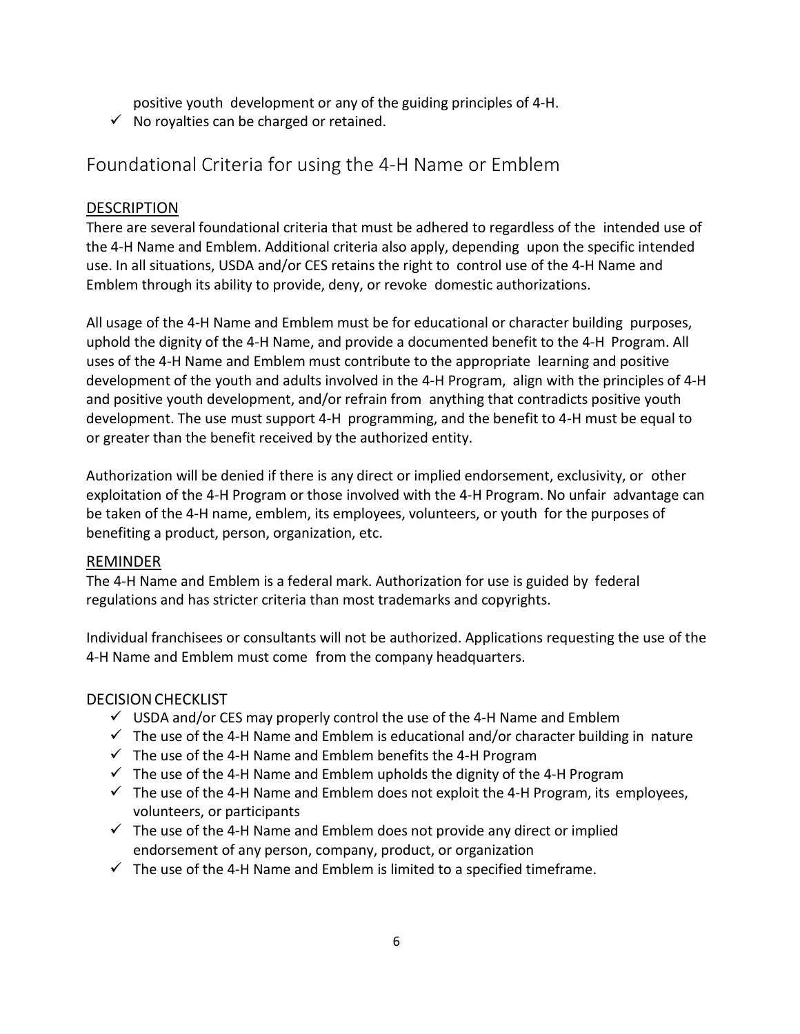positive youth development or any of the guiding principles of 4-H.

- ✓ No royalties can be charged or retained.

## Foundational Criteria for using the 4-H Name or Emblem

### DESCRIPTION

There are several foundational criteria that must be adhered to regardless of the intended use of the 4-H Name and Emblem. Additional criteria also apply, depending upon the specific intended use. In all situations, USDA and/or CES retains the right to control use of the 4-H Name and Emblem through its ability to provide, deny, or revoke domestic authorizations.

All usage of the 4-H Name and Emblem must be for educational or character building purposes, uphold the dignity of the 4-H Name, and provide a documented benefit to the 4-H Program. All uses of the 4-H Name and Emblem must contribute to the appropriate learning and positive development of the youth and adults involved in the 4-H Program, align with the principles of 4-H and positive youth development, and/or refrain from anything that contradicts positive youth development. The use must support 4-H programming, and the benefit to 4-H must be equal to or greater than the benefit received by the authorized entity.

Authorization will be denied if there is any direct or implied endorsement, exclusivity, or other exploitation of the 4-H Program or those involved with the 4-H Program. No unfair advantage can be taken of the 4-H name, emblem, its employees, volunteers, or youth for the purposes of benefiting a product, person, organization, etc.

### REMINDER

The 4-H Name and Emblem is a federal mark. Authorization for use is guided by federal regulations and has stricter criteria than most trademarks and copyrights.

Individual franchisees or consultants will not be authorized. Applications requesting the use of the 4-H Name and Emblem must come from the company headquarters.

### DECISION CHECKLIST

- ✓ USDA and/or CES may properly control the use of the 4-H Name and Emblem
- ✓ The use of the 4-H Name and Emblem is educational and/or character building in nature
- ✓ The use of the 4-H Name and Emblem benefits the 4-H Program
- ✓ The use of the 4-H Name and Emblem upholds the dignity of the 4-H Program
- ✓ The use of the 4-H Name and Emblem does not exploit the 4-H Program, its employees, volunteers, or participants
- ✓ The use of the 4-H Name and Emblem does not provide any direct or implied endorsement of any person, company, product, or organization
- ✓ The use of the 4-H Name and Emblem is limited to a specified timeframe.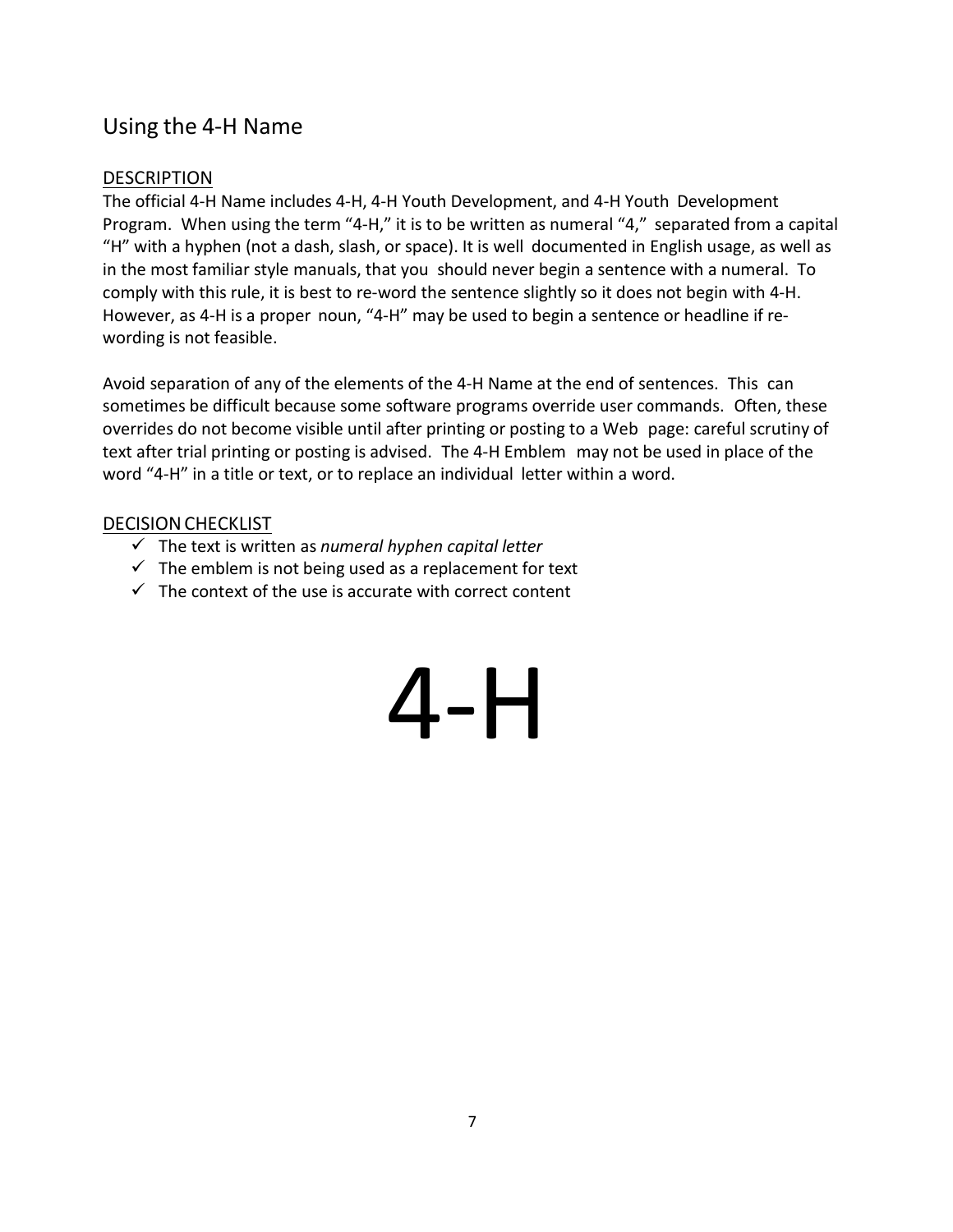## Using the 4-H Name

### DESCRIPTION

The official 4-H Name includes 4-H, 4-H Youth Development, and 4-H Youth Development Program. When using the term "4-H," it is to be written as numeral "4," separated from a capital "H" with a hyphen (not a dash, slash, or space). It is well documented in English usage, as well as in the most familiar style manuals, that you should never begin a sentence with a numeral. To comply with this rule, it is best to re-word the sentence slightly so it does not begin with 4-H. However, as 4-H is a proper noun, "4-H" may be used to begin a sentence or headline if re-wording is not feasible.

Avoid separation of any of the elements of the 4-H Name at the end of sentences. This can sometimes be difficult because some software programs override user commands. Often, these overrides do not become visible until after printing or posting to a Web page: careful scrutiny of text after trial printing or posting is advised. The 4-H Emblem may not be used in place of the word "4-H" in a title or text, or to replace an individual letter within a word.

### DECISION CHECKLIST

- ✓ The text is written as *numeral hyphen capital letter*
- ✓ The emblem is not being used as a replacement for text
- ✓ The context of the use is accurate with correct content

# 4-H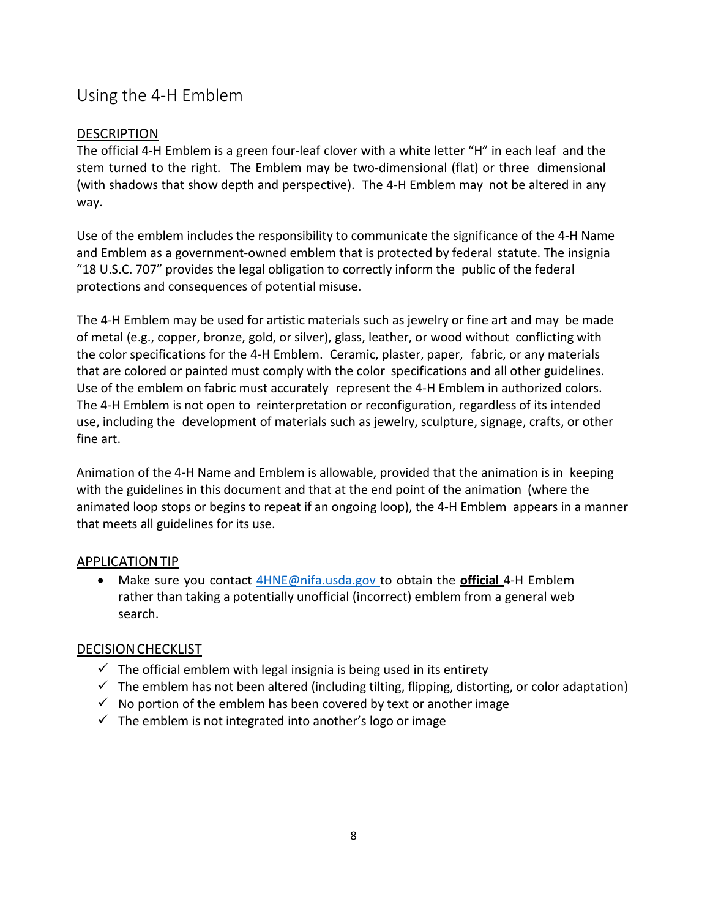## Using the 4-H Emblem

### DESCRIPTION

The official 4-H Emblem is a green four-leaf clover with a white letter "H" in each leaf and the stem turned to the right. The Emblem may be two-dimensional (flat) or three dimensional (with shadows that show depth and perspective). The 4-H Emblem may not be altered in any way.

Use of the emblem includes the responsibility to communicate the significance of the 4-H Name and Emblem as a government-owned emblem that is protected by federal statute. The insignia "18 U.S.C. 707" provides the legal obligation to correctly inform the public of the federal protections and consequences of potential misuse.

The 4-H Emblem may be used for artistic materials such as jewelry or fine art and may be made of metal (e.g., copper, bronze, gold, or silver), glass, leather, or wood without conflicting with the color specifications for the 4-H Emblem. Ceramic, plaster, paper, fabric, or any materials that are colored or painted must comply with the color specifications and all other guidelines. Use of the emblem on fabric must accurately represent the 4-H Emblem in authorized colors. The 4-H Emblem is not open to reinterpretation or reconfiguration, regardless of its intended use, including the development of materials such as jewelry, sculpture, signage, crafts, or other fine art.

Animation of the 4-H Name and Emblem is allowable, provided that the animation is in keeping with the guidelines in this document and that at the end point of the animation (where the animated loop stops or begins to repeat if an ongoing loop), the 4-H Emblem appears in a manner that meets all guidelines for its use.

### APPLICATION TIP

- Make sure you contact 4HNE@nifa.usda.gov to obtain the **official** 4-H Emblem rather than taking a potentially unofficial (incorrect) emblem from a general web search.

### DECISION CHECKLIST

- ✓ The official emblem with legal insignia is being used in its entirety
- ✓ The emblem has not been altered (including tilting, flipping, distorting, or color adaptation)
- ✓ No portion of the emblem has been covered by text or another image
- ✓ The emblem is not integrated into another's logo or image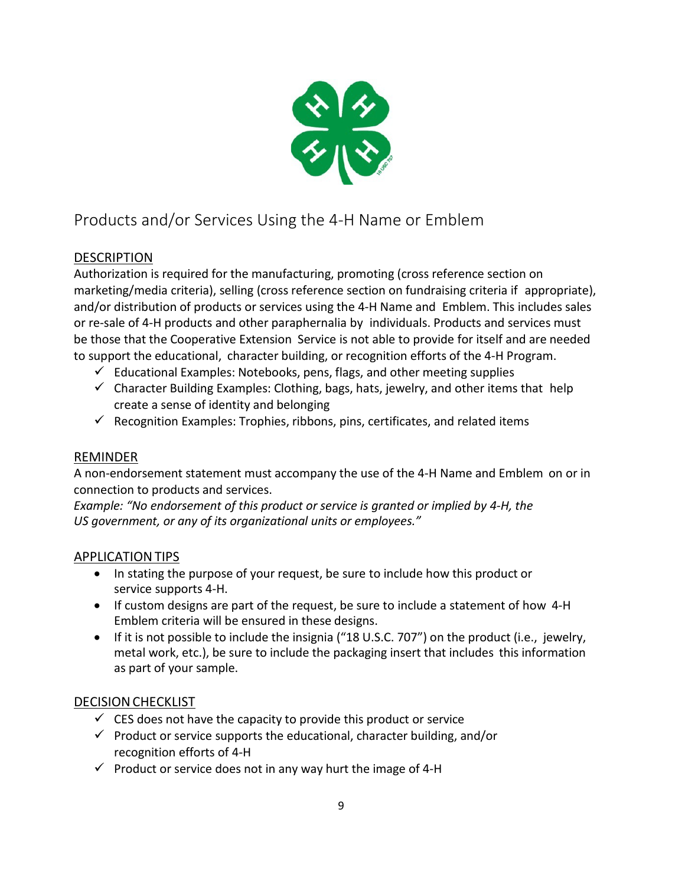## Products and/or Services Using the 4-H Name or Emblem

### DESCRIPTION

Authorization is required for the manufacturing, promoting (cross reference section on marketing/media criteria), selling (cross reference section on fundraising criteria if appropriate), and/or distribution of products or services using the 4-H Name and Emblem. This includes sales or re-sale of 4-H products and other paraphernalia by individuals. Products and services must be those that the Cooperative Extension Service is not able to provide for itself and are needed to support the educational, character building, or recognition efforts of the 4-H Program.

- ✓ Educational Examples: Notebooks, pens, flags, and other meeting supplies
- ✓ Character Building Examples: Clothing, bags, hats, jewelry, and other items that help create a sense of identity and belonging
- ✓ Recognition Examples: Trophies, ribbons, pins, certificates, and related items

### REMINDER

A non-endorsement statement must accompany the use of the 4-H Name and Emblem on or in connection to products and services.

*Example: "No endorsement of this product or service is granted or implied by 4-H, the US government, or any of its organizational units or employees."*

### APPLICATION TIPS

- In stating the purpose of your request, be sure to include how this product or service supports 4-H.
- If custom designs are part of the request, be sure to include a statement of how 4-H Emblem criteria will be ensured in these designs.
- If it is not possible to include the insignia ("18 U.S.C. 707") on the product (i.e., jewelry, metal work, etc.), be sure to include the packaging insert that includes this information as part of your sample.

### DECISION CHECKLIST

- ✓ CES does not have the capacity to provide this product or service
- ✓ Product or service supports the educational, character building, and/or recognition efforts of 4-H
- ✓ Product or service does not in any way hurt the image of 4-H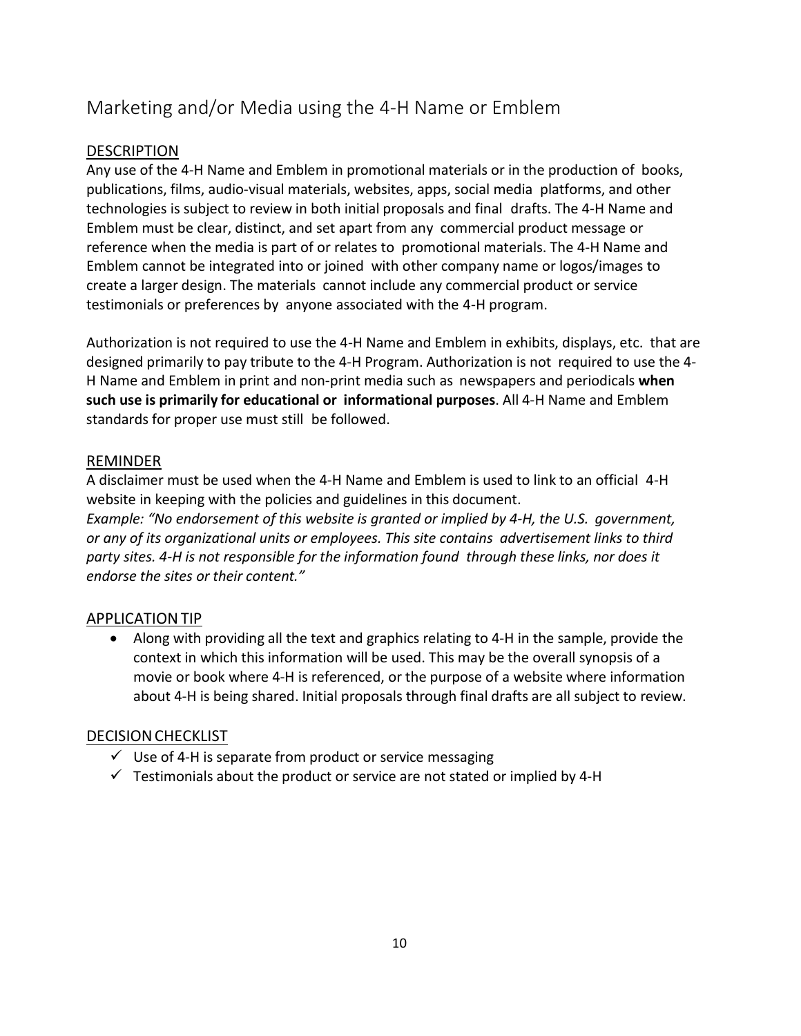## Marketing and/or Media using the 4-H Name or Emblem

### DESCRIPTION

Any use of the 4-H Name and Emblem in promotional materials or in the production of books, publications, films, audio-visual materials, websites, apps, social media platforms, and other technologies is subject to review in both initial proposals and final drafts. The 4-H Name and Emblem must be clear, distinct, and set apart from any commercial product message or reference when the media is part of or relates to promotional materials. The 4-H Name and Emblem cannot be integrated into or joined with other company name or logos/images to create a larger design. The materials cannot include any commercial product or service testimonials or preferences by anyone associated with the 4-H program.

Authorization is not required to use the 4-H Name and Emblem in exhibits, displays, etc. that are designed primarily to pay tribute to the 4-H Program. Authorization is not required to use the 4-H Name and Emblem in print and non-print media such as newspapers and periodicals **when such use is primarily for educational or informational purposes**. All 4-H Name and Emblem standards for proper use must still be followed.

### REMINDER

A disclaimer must be used when the 4-H Name and Emblem is used to link to an official 4-H website in keeping with the policies and guidelines in this document.

*Example: "No endorsement of this website is granted or implied by 4-H, the U.S. government, or any of its organizational units or employees. This site contains advertisement links to third party sites. 4-H is not responsible for the information found through these links, nor does it endorse the sites or their content."*

### APPLICATION TIP

- Along with providing all the text and graphics relating to 4-H in the sample, provide the context in which this information will be used. This may be the overall synopsis of a movie or book where 4-H is referenced, or the purpose of a website where information about 4-H is being shared. Initial proposals through final drafts are all subject to review.

### DECISION CHECKLIST

- ✓ Use of 4-H is separate from product or service messaging
- ✓ Testimonials about the product or service are not stated or implied by 4-H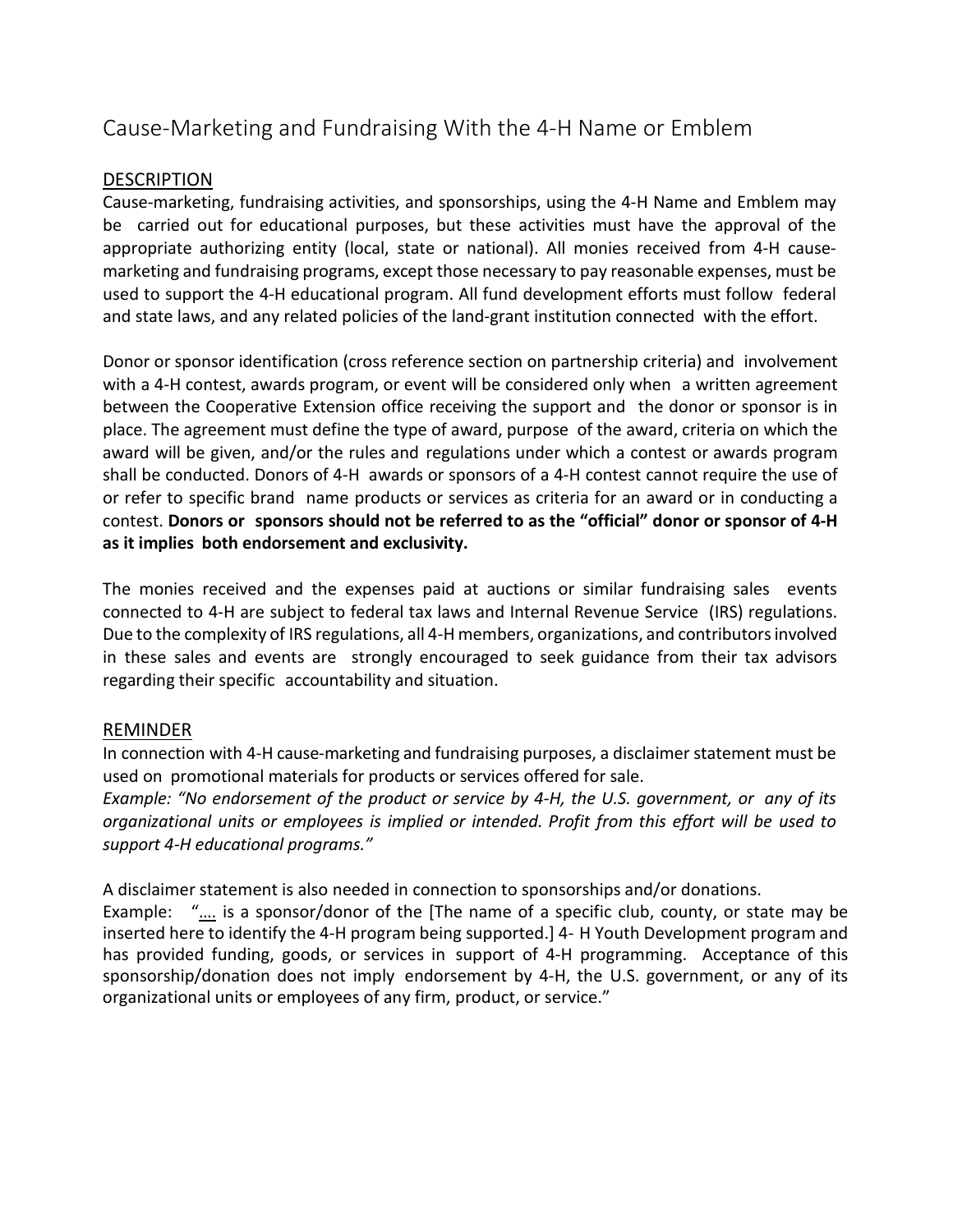# Cause-Marketing and Fundraising With the 4-H Name or Emblem

## DESCRIPTION

Cause-marketing, fundraising activities, and sponsorships, using the 4-H Name and Emblem may be carried out for educational purposes, but these activities must have the approval of the appropriate authorizing entity (local, state or national). All monies received from 4-H cause-marketing and fundraising programs, except those necessary to pay reasonable expenses, must be used to support the 4-H educational program. All fund development efforts must follow federal and state laws, and any related policies of the land-grant institution connected with the effort.

Donor or sponsor identification (cross reference section on partnership criteria) and involvement with a 4-H contest, awards program, or event will be considered only when a written agreement between the Cooperative Extension office receiving the support and the donor or sponsor is in place. The agreement must define the type of award, purpose of the award, criteria on which the award will be given, and/or the rules and regulations under which a contest or awards program shall be conducted. Donors of 4-H awards or sponsors of a 4-H contest cannot require the use of or refer to specific brand name products or services as criteria for an award or in conducting a contest. **Donors or sponsors should not be referred to as the "official" donor or sponsor of 4-H as it implies both endorsement and exclusivity.**

The monies received and the expenses paid at auctions or similar fundraising sales events connected to 4-H are subject to federal tax laws and Internal Revenue Service (IRS) regulations. Due to the complexity of IRS regulations, all 4-H members, organizations, and contributors involved in these sales and events are strongly encouraged to seek guidance from their tax advisors regarding their specific accountability and situation.

## REMINDER

In connection with 4-H cause-marketing and fundraising purposes, a disclaimer statement must be used on promotional materials for products or services offered for sale.

*Example: "No endorsement of the product or service by 4-H, the U.S. government, or any of its organizational units or employees is implied or intended. Profit from this effort will be used to support 4-H educational programs."*

A disclaimer statement is also needed in connection to sponsorships and/or donations.

Example: "…. is a sponsor/donor of the [The name of a specific club, county, or state may be inserted here to identify the 4-H program being supported.] 4- H Youth Development program and has provided funding, goods, or services in support of 4-H programming. Acceptance of this sponsorship/donation does not imply endorsement by 4-H, the U.S. government, or any of its organizational units or employees of any firm, product, or service."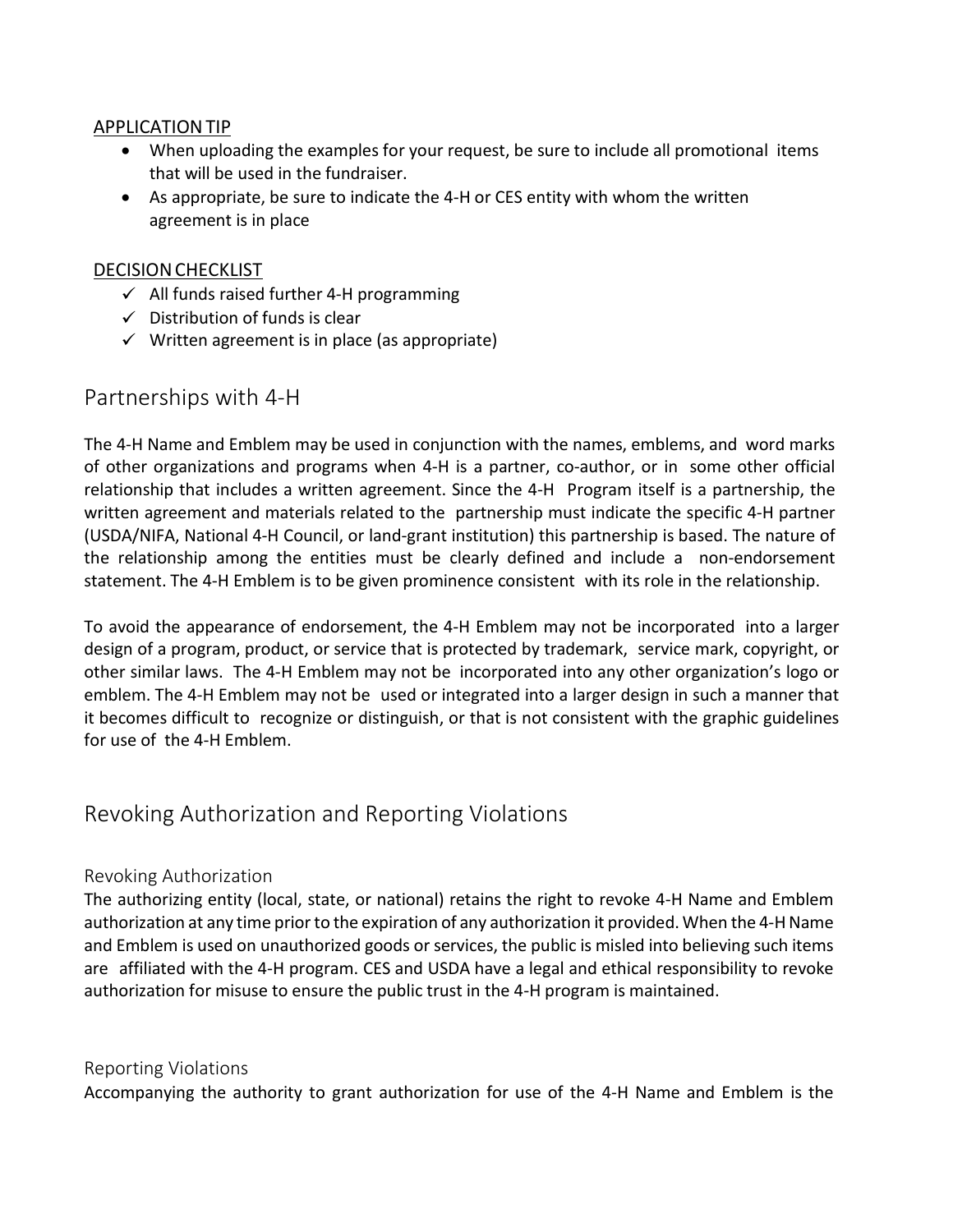APPLICATION TIP

- When uploading the examples for your request, be sure to include all promotional items that will be used in the fundraiser.
- As appropriate, be sure to indicate the 4-H or CES entity with whom the written agreement is in place

DECISION CHECKLIST

- ✓ All funds raised further 4-H programming
- ✓ Distribution of funds is clear
- ✓ Written agreement is in place (as appropriate)

## Partnerships with 4-H

The 4-H Name and Emblem may be used in conjunction with the names, emblems, and word marks of other organizations and programs when 4-H is a partner, co-author, or in some other official relationship that includes a written agreement. Since the 4-H Program itself is a partnership, the written agreement and materials related to the partnership must indicate the specific 4-H partner (USDA/NIFA, National 4-H Council, or land-grant institution) this partnership is based. The nature of the relationship among the entities must be clearly defined and include a non-endorsement statement. The 4-H Emblem is to be given prominence consistent with its role in the relationship.

To avoid the appearance of endorsement, the 4-H Emblem may not be incorporated into a larger design of a program, product, or service that is protected by trademark, service mark, copyright, or other similar laws. The 4-H Emblem may not be incorporated into any other organization's logo or emblem. The 4-H Emblem may not be used or integrated into a larger design in such a manner that it becomes difficult to recognize or distinguish, or that is not consistent with the graphic guidelines for use of the 4-H Emblem.

## Revoking Authorization and Reporting Violations

### Revoking Authorization

The authorizing entity (local, state, or national) retains the right to revoke 4-H Name and Emblem authorization at any time prior to the expiration of any authorization it provided. When the 4-H Name and Emblem is used on unauthorized goods or services, the public is misled into believing such items are affiliated with the 4-H program. CES and USDA have a legal and ethical responsibility to revoke authorization for misuse to ensure the public trust in the 4-H program is maintained.

### Reporting Violations

Accompanying the authority to grant authorization for use of the 4-H Name and Emblem is the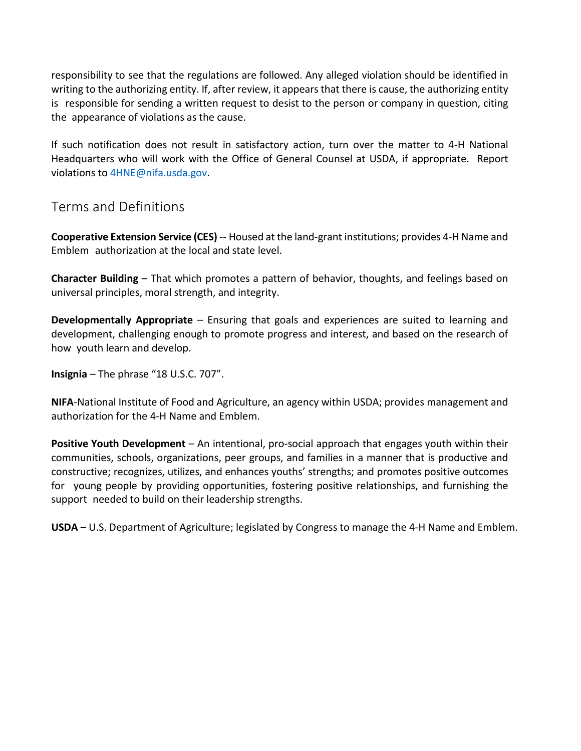responsibility to see that the regulations are followed. Any alleged violation should be identified in writing to the authorizing entity. If, after review, it appears that there is cause, the authorizing entity is responsible for sending a written request to desist to the person or company in question, citing the appearance of violations as the cause.

If such notification does not result in satisfactory action, turn over the matter to 4-H National Headquarters who will work with the Office of General Counsel at USDA, if appropriate. Report violations to [4HNE@nifa.usda.gov](mailto:4HNE@nifa.usda.gov).

## Terms and Definitions

**Cooperative Extension Service (CES)** -- Housed at the land-grant institutions; provides 4-H Name and Emblem authorization at the local and state level.

**Character Building** – That which promotes a pattern of behavior, thoughts, and feelings based on universal principles, moral strength, and integrity.

**Developmentally Appropriate** – Ensuring that goals and experiences are suited to learning and development, challenging enough to promote progress and interest, and based on the research of how youth learn and develop.

**Insignia** – The phrase "18 U.S.C. 707".

**NIFA**-National Institute of Food and Agriculture, an agency within USDA; provides management and authorization for the 4-H Name and Emblem.

**Positive Youth Development** – An intentional, pro-social approach that engages youth within their communities, schools, organizations, peer groups, and families in a manner that is productive and constructive; recognizes, utilizes, and enhances youths' strengths; and promotes positive outcomes for young people by providing opportunities, fostering positive relationships, and furnishing the support needed to build on their leadership strengths.

**USDA** – U.S. Department of Agriculture; legislated by Congress to manage the 4-H Name and Emblem.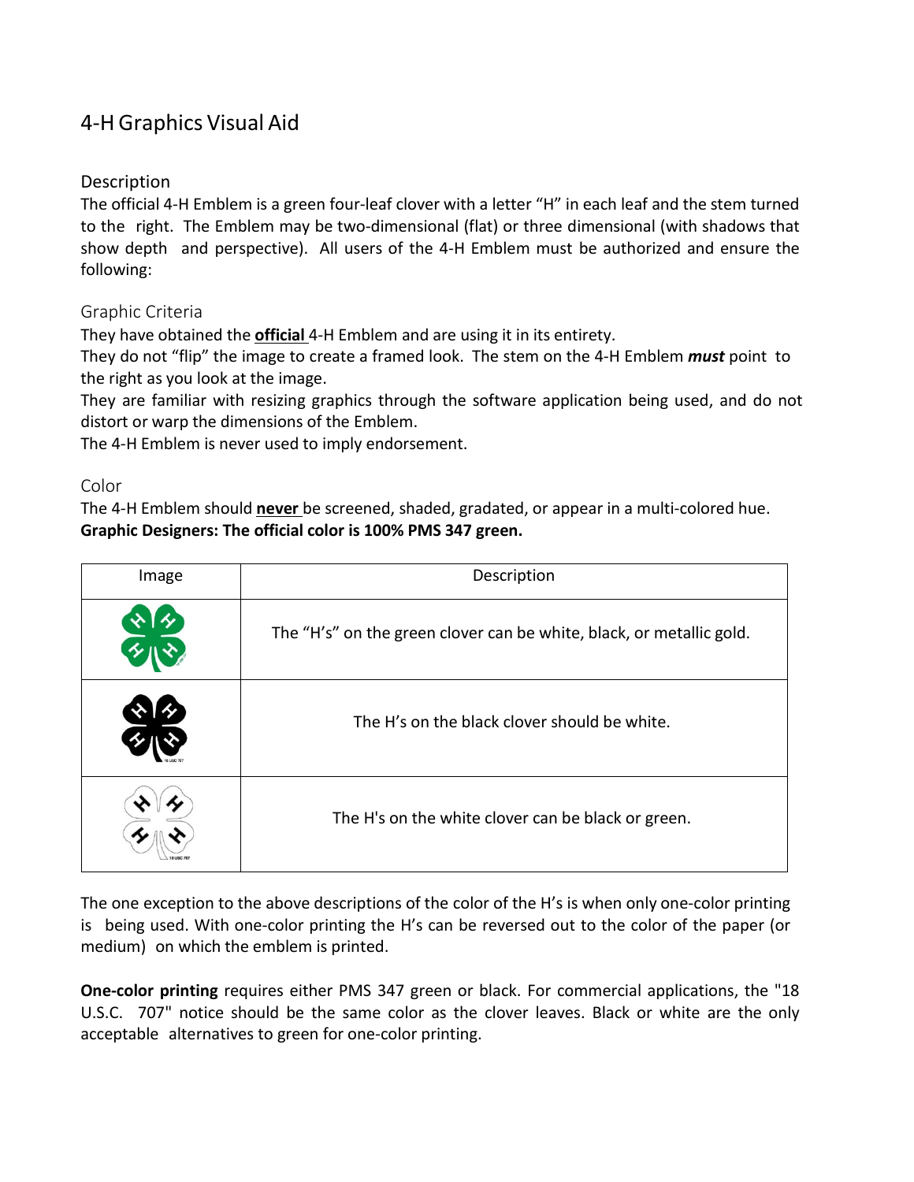# 4-H Graphics Visual Aid

## Description

The official 4-H Emblem is a green four-leaf clover with a letter "H" in each leaf and the stem turned to the right. The Emblem may be two-dimensional (flat) or three dimensional (with shadows that show depth and perspective). All users of the 4-H Emblem must be authorized and ensure the following:

## Graphic Criteria

They have obtained the **official** 4-H Emblem and are using it in its entirety.

They do not "flip" the image to create a framed look. The stem on the 4-H Emblem ***must*** point to the right as you look at the image.

They are familiar with resizing graphics through the software application being used, and do not distort or warp the dimensions of the Emblem.

The 4-H Emblem is never used to imply endorsement.

## Color

The 4-H Emblem should **never** be screened, shaded, gradated, or appear in a multi-colored hue.

**Graphic Designers: The official color is 100% PMS 347 green.**

| Image | Description |
| --- | --- |
| | The "H's" on the green clover can be white, black, or metallic gold. |
| | The H's on the black clover should be white. |
| | The H's on the white clover can be black or green. |

The one exception to the above descriptions of the color of the H's is when only one-color printing is being used. With one-color printing the H's can be reversed out to the color of the paper (or medium) on which the emblem is printed.

**One-color printing** requires either PMS 347 green or black. For commercial applications, the "18 U.S.C. 707" notice should be the same color as the clover leaves. Black or white are the only acceptable alternatives to green for one-color printing.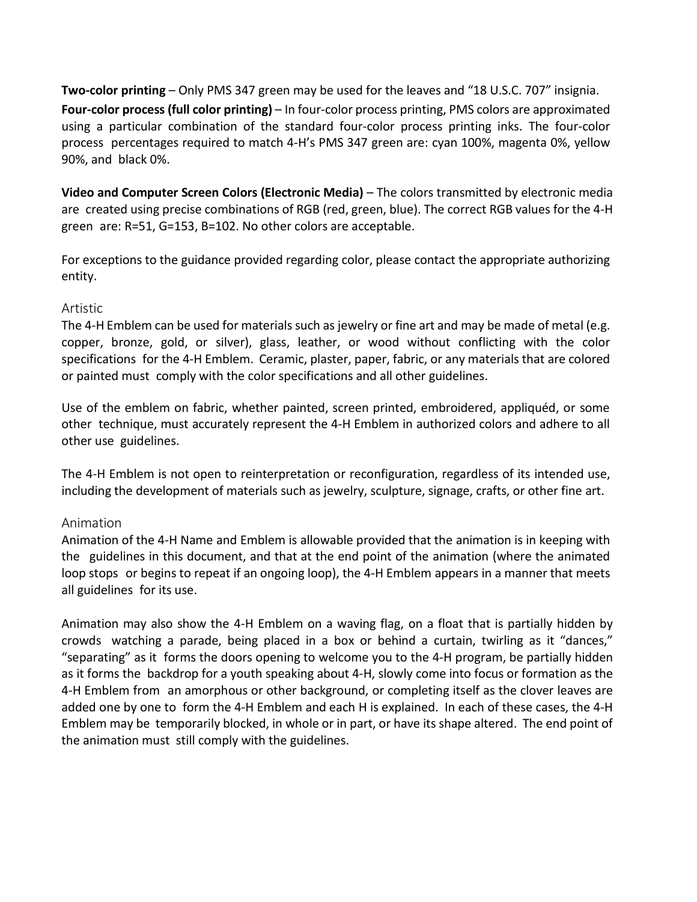**Two-color printing** – Only PMS 347 green may be used for the leaves and "18 U.S.C. 707" insignia.

**Four-color process (full color printing)** – In four-color process printing, PMS colors are approximated using a particular combination of the standard four-color process printing inks. The four-color process percentages required to match 4-H's PMS 347 green are: cyan 100%, magenta 0%, yellow 90%, and black 0%.

**Video and Computer Screen Colors (Electronic Media)** – The colors transmitted by electronic media are created using precise combinations of RGB (red, green, blue). The correct RGB values for the 4-H green are: R=51, G=153, B=102. No other colors are acceptable.

For exceptions to the guidance provided regarding color, please contact the appropriate authorizing entity.

### Artistic

The 4-H Emblem can be used for materials such as jewelry or fine art and may be made of metal (e.g. copper, bronze, gold, or silver), glass, leather, or wood without conflicting with the color specifications for the 4-H Emblem. Ceramic, plaster, paper, fabric, or any materials that are colored or painted must comply with the color specifications and all other guidelines.

Use of the emblem on fabric, whether painted, screen printed, embroidered, appliquéd, or some other technique, must accurately represent the 4-H Emblem in authorized colors and adhere to all other use guidelines.

The 4-H Emblem is not open to reinterpretation or reconfiguration, regardless of its intended use, including the development of materials such as jewelry, sculpture, signage, crafts, or other fine art.

### Animation

Animation of the 4-H Name and Emblem is allowable provided that the animation is in keeping with the guidelines in this document, and that at the end point of the animation (where the animated loop stops or begins to repeat if an ongoing loop), the 4-H Emblem appears in a manner that meets all guidelines for its use.

Animation may also show the 4-H Emblem on a waving flag, on a float that is partially hidden by crowds watching a parade, being placed in a box or behind a curtain, twirling as it "dances," "separating" as it forms the doors opening to welcome you to the 4-H program, be partially hidden as it forms the backdrop for a youth speaking about 4-H, slowly come into focus or formation as the 4-H Emblem from an amorphous or other background, or completing itself as the clover leaves are added one by one to form the 4-H Emblem and each H is explained. In each of these cases, the 4-H Emblem may be temporarily blocked, in whole or in part, or have its shape altered. The end point of the animation must still comply with the guidelines.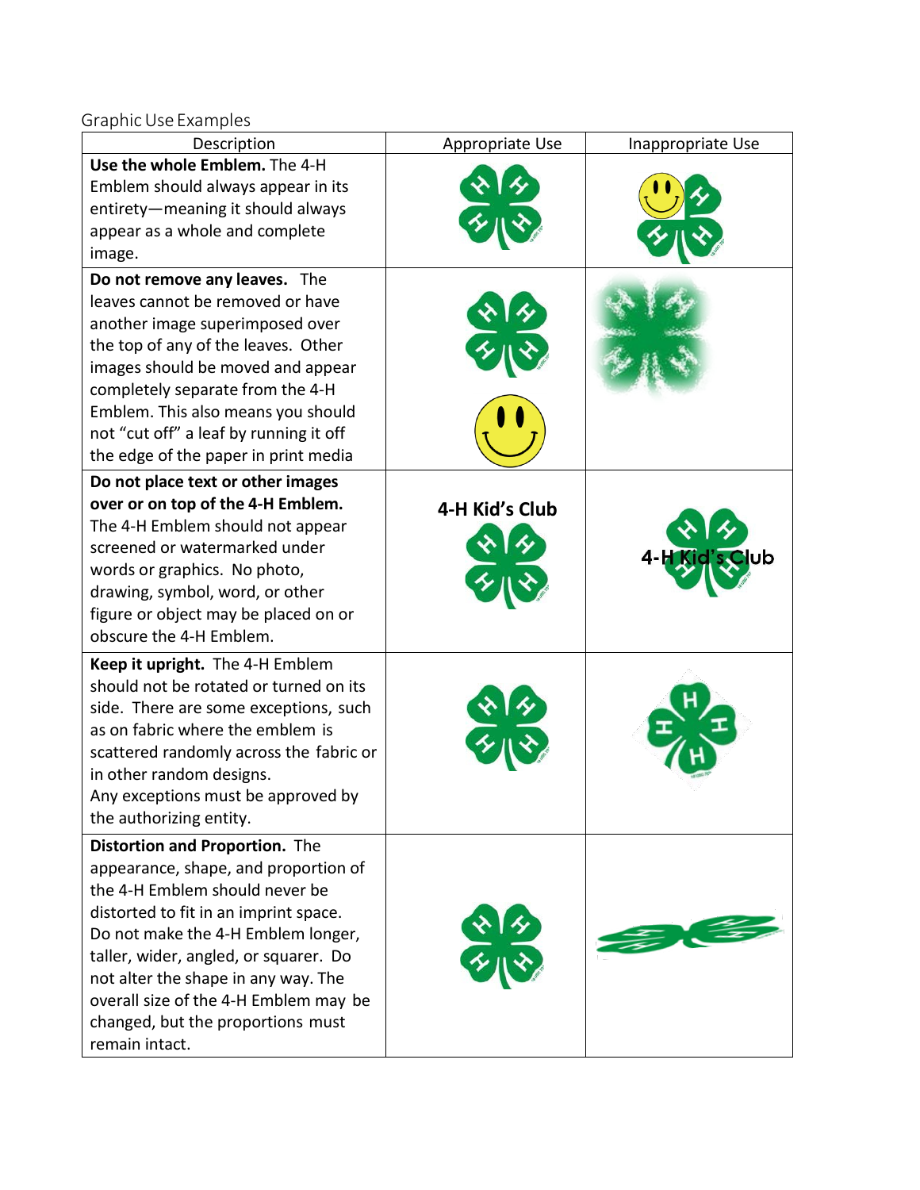Graphic Use Examples

| Description | Appropriate Use | Inappropriate Use |
|---|---|---|
| **Use the whole Emblem.** The 4-H Emblem should always appear in its entirety—meaning it should always appear as a whole and complete image. | | |
| **Do not remove any leaves.** The leaves cannot be removed or have another image superimposed over the top of any of the leaves. Other images should be moved and appear completely separate from the 4-H Emblem. This also means you should not "cut off" a leaf by running it off the edge of the paper in print media | | |
| **Do not place text or other images over or on top of the 4-H Emblem.** The 4-H Emblem should not appear screened or watermarked under words or graphics. No photo, drawing, symbol, word, or other figure or object may be placed on or obscure the 4-H Emblem. | 4-H Kid's Club | 4-H Kid's Club |
| **Keep it upright.** The 4-H Emblem should not be rotated or turned on its side. There are some exceptions, such as on fabric where the emblem is scattered randomly across the fabric or in other random designs. Any exceptions must be approved by the authorizing entity. | | |
| **Distortion and Proportion.** The appearance, shape, and proportion of the 4-H Emblem should never be distorted to fit in an imprint space. Do not make the 4-H Emblem longer, taller, wider, angled, or squarer. Do not alter the shape in any way. The overall size of the 4-H Emblem may be changed, but the proportions must remain intact. | | |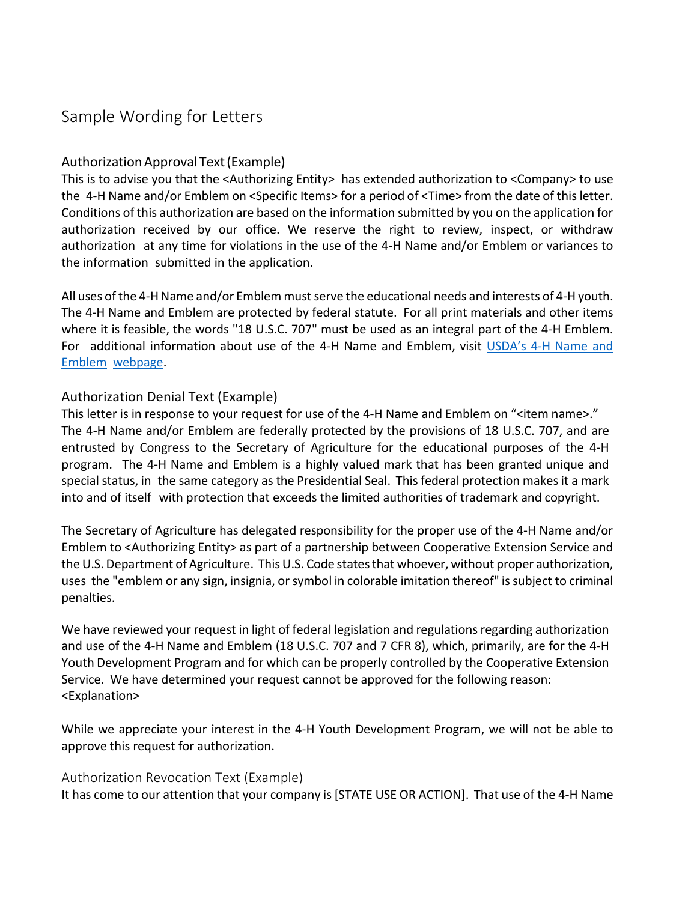# Sample Wording for Letters

## Authorization Approval Text (Example)

This is to advise you that the <Authorizing Entity> has extended authorization to <Company> to use the 4-H Name and/or Emblem on <Specific Items> for a period of <Time> from the date of this letter. Conditions of this authorization are based on the information submitted by you on the application for authorization received by our office. We reserve the right to review, inspect, or withdraw authorization at any time for violations in the use of the 4-H Name and/or Emblem or variances to the information submitted in the application.

All uses of the 4-H Name and/or Emblem must serve the educational needs and interests of 4-H youth. The 4-H Name and Emblem are protected by federal statute. For all print materials and other items where it is feasible, the words "18 U.S.C. 707" must be used as an integral part of the 4-H Emblem. For additional information about use of the 4-H Name and Emblem, visit USDA's 4-H Name and Emblem webpage.

## Authorization Denial Text (Example)

This letter is in response to your request for use of the 4-H Name and Emblem on "<item name>." The 4-H Name and/or Emblem are federally protected by the provisions of 18 U.S.C. 707, and are entrusted by Congress to the Secretary of Agriculture for the educational purposes of the 4-H program. The 4-H Name and Emblem is a highly valued mark that has been granted unique and special status, in the same category as the Presidential Seal. This federal protection makes it a mark into and of itself with protection that exceeds the limited authorities of trademark and copyright.

The Secretary of Agriculture has delegated responsibility for the proper use of the 4-H Name and/or Emblem to <Authorizing Entity> as part of a partnership between Cooperative Extension Service and the U.S. Department of Agriculture. This U.S. Code states that whoever, without proper authorization, uses the "emblem or any sign, insignia, or symbol in colorable imitation thereof" is subject to criminal penalties.

We have reviewed your request in light of federal legislation and regulations regarding authorization and use of the 4-H Name and Emblem (18 U.S.C. 707 and 7 CFR 8), which, primarily, are for the 4-H Youth Development Program and for which can be properly controlled by the Cooperative Extension Service. We have determined your request cannot be approved for the following reason: <Explanation>

While we appreciate your interest in the 4-H Youth Development Program, we will not be able to approve this request for authorization.

## Authorization Revocation Text (Example)

It has come to our attention that your company is [STATE USE OR ACTION]. That use of the 4-H Name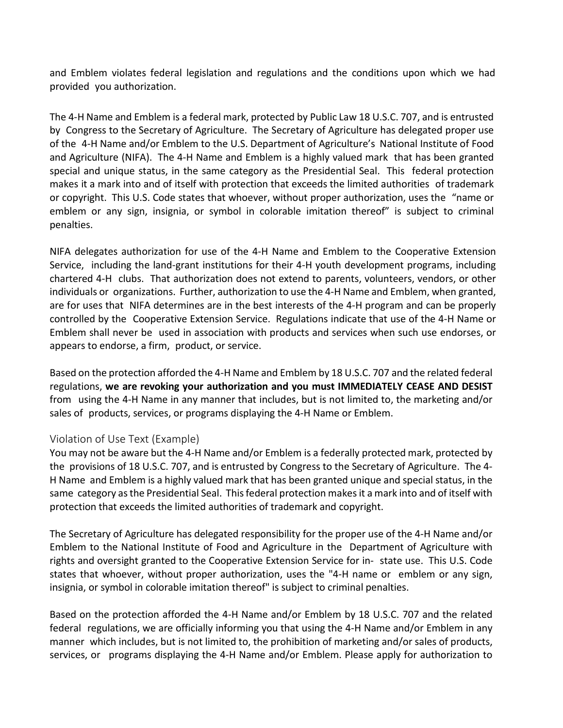and Emblem violates federal legislation and regulations and the conditions upon which we had provided you authorization.

The 4-H Name and Emblem is a federal mark, protected by Public Law 18 U.S.C. 707, and is entrusted by Congress to the Secretary of Agriculture. The Secretary of Agriculture has delegated proper use of the 4-H Name and/or Emblem to the U.S. Department of Agriculture's National Institute of Food and Agriculture (NIFA). The 4-H Name and Emblem is a highly valued mark that has been granted special and unique status, in the same category as the Presidential Seal. This federal protection makes it a mark into and of itself with protection that exceeds the limited authorities of trademark or copyright. This U.S. Code states that whoever, without proper authorization, uses the "name or emblem or any sign, insignia, or symbol in colorable imitation thereof" is subject to criminal penalties.

NIFA delegates authorization for use of the 4-H Name and Emblem to the Cooperative Extension Service, including the land-grant institutions for their 4-H youth development programs, including chartered 4-H clubs. That authorization does not extend to parents, volunteers, vendors, or other individuals or organizations. Further, authorization to use the 4-H Name and Emblem, when granted, are for uses that NIFA determines are in the best interests of the 4-H program and can be properly controlled by the Cooperative Extension Service. Regulations indicate that use of the 4-H Name or Emblem shall never be used in association with products and services when such use endorses, or appears to endorse, a firm, product, or service.

Based on the protection afforded the 4-H Name and Emblem by 18 U.S.C. 707 and the related federal regulations, **we are revoking your authorization and you must IMMEDIATELY CEASE AND DESIST** from using the 4-H Name in any manner that includes, but is not limited to, the marketing and/or sales of products, services, or programs displaying the 4-H Name or Emblem.

## Violation of Use Text (Example)

You may not be aware but the 4-H Name and/or Emblem is a federally protected mark, protected by the provisions of 18 U.S.C. 707, and is entrusted by Congress to the Secretary of Agriculture. The 4-H Name and Emblem is a highly valued mark that has been granted unique and special status, in the same category as the Presidential Seal. This federal protection makes it a mark into and of itself with protection that exceeds the limited authorities of trademark and copyright.

The Secretary of Agriculture has delegated responsibility for the proper use of the 4-H Name and/or Emblem to the National Institute of Food and Agriculture in the Department of Agriculture with rights and oversight granted to the Cooperative Extension Service for in- state use. This U.S. Code states that whoever, without proper authorization, uses the "4-H name or emblem or any sign, insignia, or symbol in colorable imitation thereof" is subject to criminal penalties.

Based on the protection afforded the 4-H Name and/or Emblem by 18 U.S.C. 707 and the related federal regulations, we are officially informing you that using the 4-H Name and/or Emblem in any manner which includes, but is not limited to, the prohibition of marketing and/or sales of products, services, or programs displaying the 4-H Name and/or Emblem. Please apply for authorization to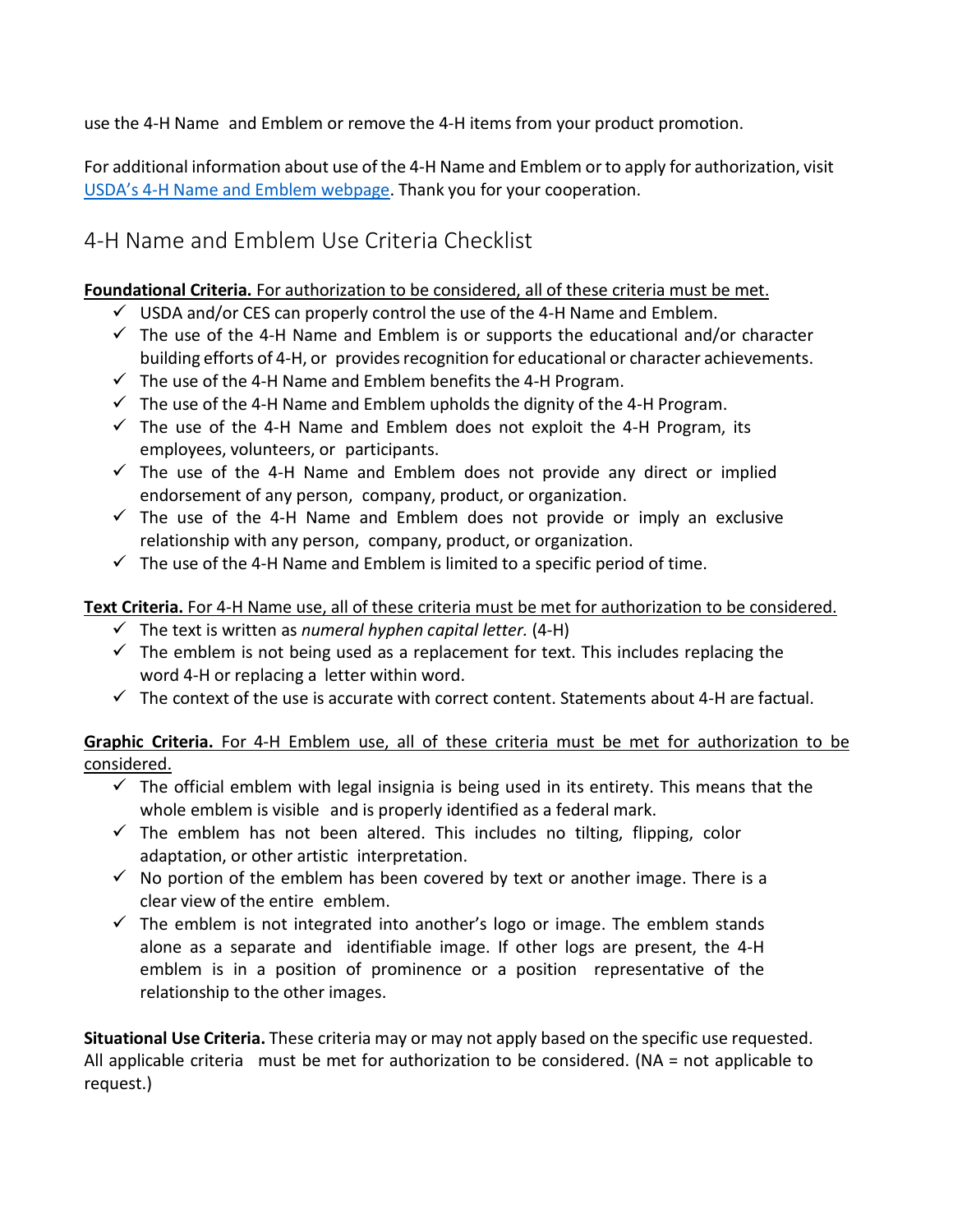use the 4-H Name and Emblem or remove the 4-H items from your product promotion.

For additional information about use of the 4-H Name and Emblem or to apply for authorization, visit USDA's 4-H Name and Emblem webpage. Thank you for your cooperation.

## 4-H Name and Emblem Use Criteria Checklist

**Foundational Criteria.** For authorization to be considered, all of these criteria must be met.

- ✓ USDA and/or CES can properly control the use of the 4-H Name and Emblem.
- ✓ The use of the 4-H Name and Emblem is or supports the educational and/or character building efforts of 4-H, or provides recognition for educational or character achievements.
- ✓ The use of the 4-H Name and Emblem benefits the 4-H Program.
- ✓ The use of the 4-H Name and Emblem upholds the dignity of the 4-H Program.
- ✓ The use of the 4-H Name and Emblem does not exploit the 4-H Program, its employees, volunteers, or participants.
- ✓ The use of the 4-H Name and Emblem does not provide any direct or implied endorsement of any person, company, product, or organization.
- ✓ The use of the 4-H Name and Emblem does not provide or imply an exclusive relationship with any person, company, product, or organization.
- ✓ The use of the 4-H Name and Emblem is limited to a specific period of time.

**Text Criteria.** For 4-H Name use, all of these criteria must be met for authorization to be considered.

- ✓ The text is written as *numeral hyphen capital letter.* (4-H)
- ✓ The emblem is not being used as a replacement for text. This includes replacing the word 4-H or replacing a letter within word.
- ✓ The context of the use is accurate with correct content. Statements about 4-H are factual.

**Graphic Criteria.** For 4-H Emblem use, all of these criteria must be met for authorization to be considered.

- ✓ The official emblem with legal insignia is being used in its entirety. This means that the whole emblem is visible and is properly identified as a federal mark.
- ✓ The emblem has not been altered. This includes no tilting, flipping, color adaptation, or other artistic interpretation.
- ✓ No portion of the emblem has been covered by text or another image. There is a clear view of the entire emblem.
- ✓ The emblem is not integrated into another's logo or image. The emblem stands alone as a separate and identifiable image. If other logs are present, the 4-H emblem is in a position of prominence or a position representative of the relationship to the other images.

**Situational Use Criteria.** These criteria may or may not apply based on the specific use requested. All applicable criteria must be met for authorization to be considered. (NA = not applicable to request.)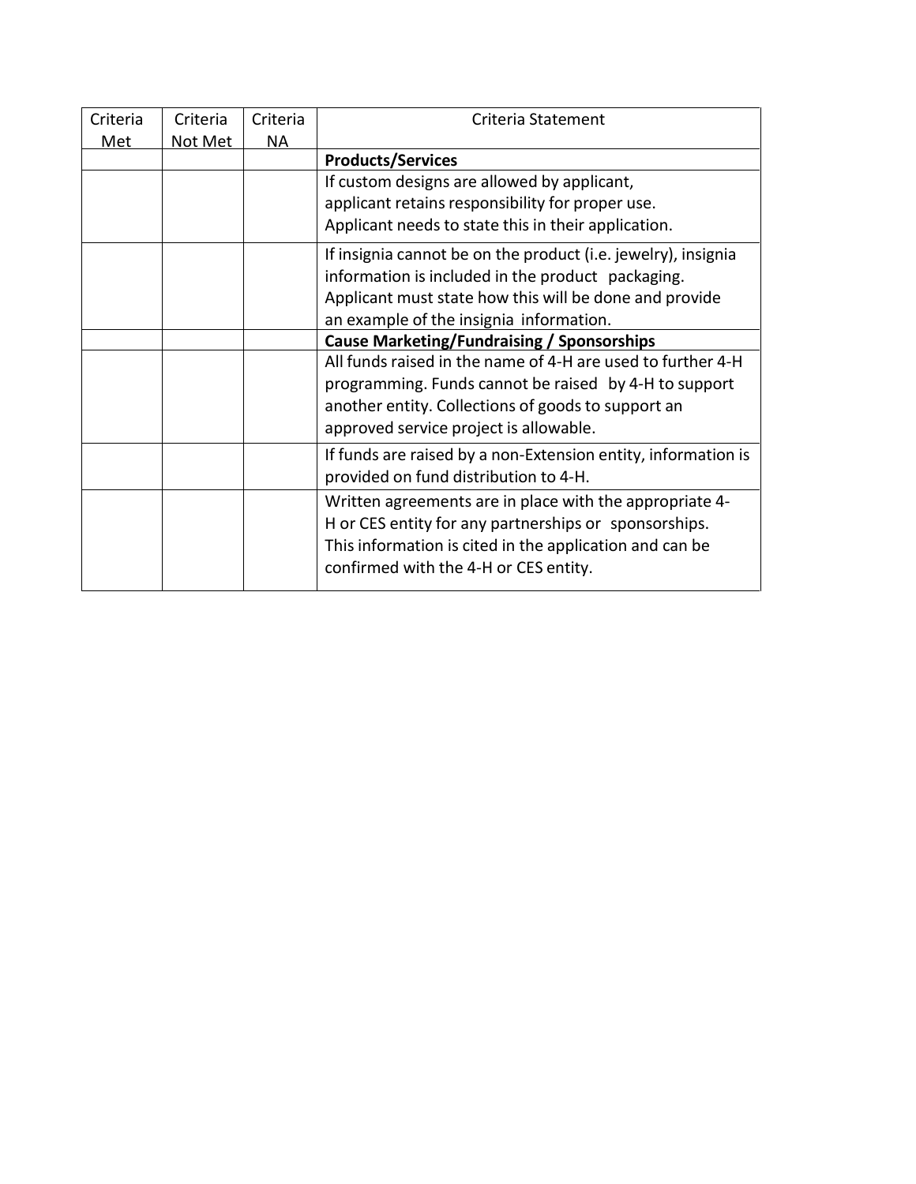| Criteria Met | Criteria Not Met | Criteria NA | Criteria Statement |
|---|---|---|---|
| | | | **Products/Services** |
| | | | If custom designs are allowed by applicant, applicant retains responsibility for proper use. Applicant needs to state this in their application. |
| | | | If insignia cannot be on the product (i.e. jewelry), insignia information is included in the product packaging. Applicant must state how this will be done and provide an example of the insignia information. |
| | | | **Cause Marketing/Fundraising / Sponsorships** |
| | | | All funds raised in the name of 4-H are used to further 4-H programming. Funds cannot be raised by 4-H to support another entity. Collections of goods to support an approved service project is allowable. |
| | | | If funds are raised by a non-Extension entity, information is provided on fund distribution to 4-H. |
| | | | Written agreements are in place with the appropriate 4-H or CES entity for any partnerships or sponsorships. This information is cited in the application and can be confirmed with the 4-H or CES entity. |